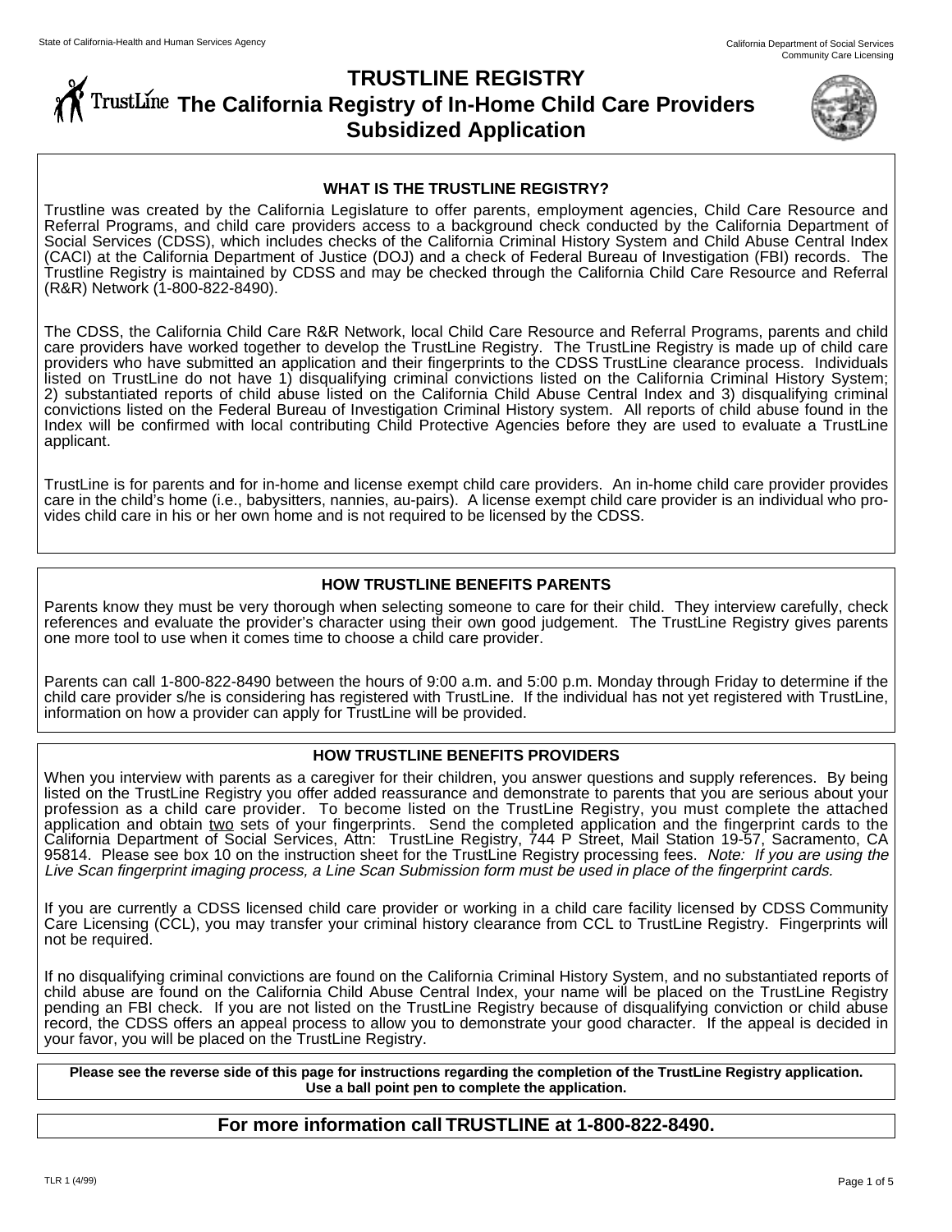State of California-Health and Human Services Agency

California Department of Social Services
Community Care Licensing

# TRUSTLINE REGISTRY
# The California Registry of In-Home Child Care Providers
# Subsidized Application

## WHAT IS THE TRUSTLINE REGISTRY?

Trustline was created by the California Legislature to offer parents, employment agencies, Child Care Resource and Referral Programs, and child care providers access to a background check conducted by the California Department of Social Services (CDSS), which includes checks of the California Criminal History System and Child Abuse Central Index (CACI) at the California Department of Justice (DOJ) and a check of Federal Bureau of Investigation (FBI) records. The Trustline Registry is maintained by CDSS and may be checked through the California Child Care Resource and Referral (R&R) Network (1-800-822-8490).

The CDSS, the California Child Care R&R Network, local Child Care Resource and Referral Programs, parents and child care providers have worked together to develop the TrustLine Registry. The TrustLine Registry is made up of child care providers who have submitted an application and their fingerprints to the CDSS TrustLine clearance process. Individuals listed on TrustLine do not have 1) disqualifying criminal convictions listed on the California Criminal History System; 2) substantiated reports of child abuse listed on the California Child Abuse Central Index and 3) disqualifying criminal convictions listed on the Federal Bureau of Investigation Criminal History system. All reports of child abuse found in the Index will be confirmed with local contributing Child Protective Agencies before they are used to evaluate a TrustLine applicant.

TrustLine is for parents and for in-home and license exempt child care providers. An in-home child care provider provides care in the child's home (i.e., babysitters, nannies, au-pairs). A license exempt child care provider is an individual who provides child care in his or her own home and is not required to be licensed by the CDSS.

## HOW TRUSTLINE BENEFITS PARENTS

Parents know they must be very thorough when selecting someone to care for their child. They interview carefully, check references and evaluate the provider's character using their own good judgement. The TrustLine Registry gives parents one more tool to use when it comes time to choose a child care provider.

Parents can call 1-800-822-8490 between the hours of 9:00 a.m. and 5:00 p.m. Monday through Friday to determine if the child care provider s/he is considering has registered with TrustLine. If the individual has not yet registered with TrustLine, information on how a provider can apply for TrustLine will be provided.

## HOW TRUSTLINE BENEFITS PROVIDERS

When you interview with parents as a caregiver for their children, you answer questions and supply references. By being listed on the TrustLine Registry you offer added reassurance and demonstrate to parents that you are serious about your profession as a child care provider. To become listed on the TrustLine Registry, you must complete the attached application and obtain <u>two</u> sets of your fingerprints. Send the completed application and the fingerprint cards to the California Department of Social Services, Attn: TrustLine Registry, 744 P Street, Mail Station 19-57, Sacramento, CA 95814. Please see box 10 on the instruction sheet for the TrustLine Registry processing fees. *Note: If you are using the Live Scan fingerprint imaging process, a Line Scan Submission form must be used in place of the fingerprint cards.*

If you are currently a CDSS licensed child care provider or working in a child care facility licensed by CDSS Community Care Licensing (CCL), you may transfer your criminal history clearance from CCL to TrustLine Registry. Fingerprints will not be required.

If no disqualifying criminal convictions are found on the California Criminal History System, and no substantiated reports of child abuse are found on the California Child Abuse Central Index, your name will be placed on the TrustLine Registry pending an FBI check. If you are not listed on the TrustLine Registry because of disqualifying conviction or child abuse record, the CDSS offers an appeal process to allow you to demonstrate your good character. If the appeal is decided in your favor, you will be placed on the TrustLine Registry.

**Please see the reverse side of this page for instructions regarding the completion of the TrustLine Registry application. Use a ball point pen to complete the application.**

## For more information call TRUSTLINE at 1-800-822-8490.

TLR 1 (4/99)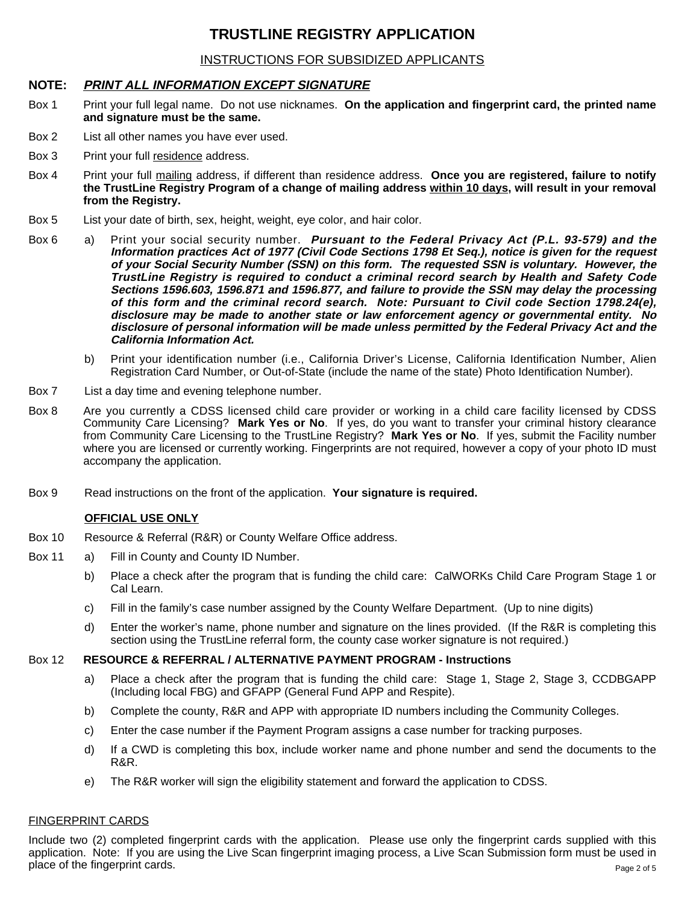# TRUSTLINE REGISTRY APPLICATION

## INSTRUCTIONS FOR SUBSIDIZED APPLICANTS

**NOTE:** ***PRINT ALL INFORMATION EXCEPT SIGNATURE***

Box 1 Print your full legal name. Do not use nicknames. **On the application and fingerprint card, the printed name and signature must be the same.**

Box 2 List all other names you have ever used.

Box 3 Print your full residence address.

Box 4 Print your full mailing address, if different than residence address. **Once you are registered, failure to notify the TrustLine Registry Program of a change of mailing address within 10 days, will result in your removal from the Registry.**

Box 5 List your date of birth, sex, height, weight, eye color, and hair color.

Box 6
- a) Print your social security number. ***Pursuant to the Federal Privacy Act (P.L. 93-579) and the Information practices Act of 1977 (Civil Code Sections 1798 Et Seq.), notice is given for the request of your Social Security Number (SSN) on this form. The requested SSN is voluntary. However, the TrustLine Registry is required to conduct a criminal record search by Health and Safety Code Sections 1596.603, 1596.871 and 1596.877, and failure to provide the SSN may delay the processing of this form and the criminal record search. Note: Pursuant to Civil code Section 1798.24(e), disclosure may be made to another state or law enforcement agency or governmental entity. No disclosure of personal information will be made unless permitted by the Federal Privacy Act and the California Information Act.***
- b) Print your identification number (i.e., California Driver's License, California Identification Number, Alien Registration Card Number, or Out-of-State (include the name of the state) Photo Identification Number).

Box 7 List a day time and evening telephone number.

Box 8 Are you currently a CDSS licensed child care provider or working in a child care facility licensed by CDSS Community Care Licensing? **Mark Yes or No**. If yes, do you want to transfer your criminal history clearance from Community Care Licensing to the TrustLine Registry? **Mark Yes or No**. If yes, submit the Facility number where you are licensed or currently working. Fingerprints are not required, however a copy of your photo ID must accompany the application.

Box 9 Read instructions on the front of the application. **Your signature is required.**

**OFFICIAL USE ONLY**

Box 10 Resource & Referral (R&R) or County Welfare Office address.

Box 11
- a) Fill in County and County ID Number.
- b) Place a check after the program that is funding the child care: CalWORKs Child Care Program Stage 1 or Cal Learn.
- c) Fill in the family's case number assigned by the County Welfare Department. (Up to nine digits)
- d) Enter the worker's name, phone number and signature on the lines provided. (If the R&R is completing this section using the TrustLine referral form, the county case worker signature is not required.)

Box 12 **RESOURCE & REFERRAL / ALTERNATIVE PAYMENT PROGRAM - Instructions**
- a) Place a check after the program that is funding the child care: Stage 1, Stage 2, Stage 3, CCDBGAPP (Including local FBG) and GFAPP (General Fund APP and Respite).
- b) Complete the county, R&R and APP with appropriate ID numbers including the Community Colleges.
- c) Enter the case number if the Payment Program assigns a case number for tracking purposes.
- d) If a CWD is completing this box, include worker name and phone number and send the documents to the R&R.
- e) The R&R worker will sign the eligibility statement and forward the application to CDSS.

FINGERPRINT CARDS

Include two (2) completed fingerprint cards with the application. Please use only the fingerprint cards supplied with this application. Note: If you are using the Live Scan fingerprint imaging process, a Live Scan Submission form must be used in place of the fingerprint cards.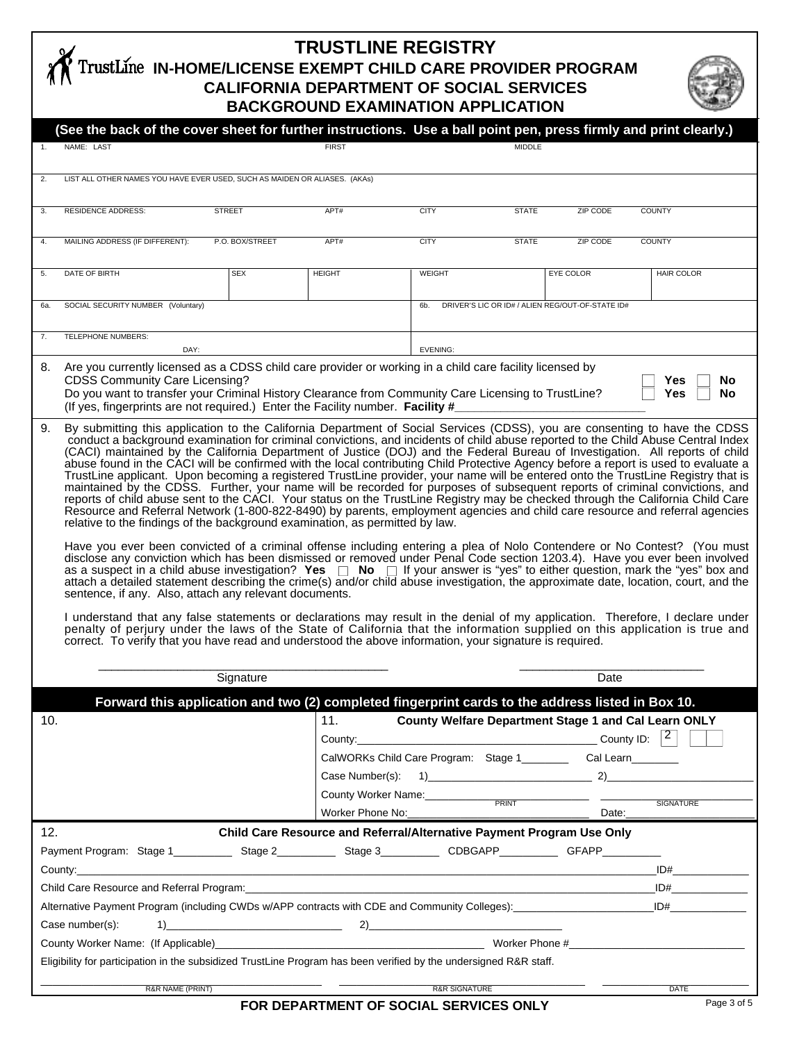# TRUSTLINE REGISTRY

## TrustLine IN-HOME/LICENSE EXEMPT CHILD CARE PROVIDER PROGRAM

## CALIFORNIA DEPARTMENT OF SOCIAL SERVICES

## BACKGROUND EXAMINATION APPLICATION

**(See the back of the cover sheet for further instructions. Use a ball point pen, press firmly and print clearly.)**

| | | | | | | | |
|---|---|---|---|---|---|---|---|
| 1. NAME: LAST | | FIRST | | MIDDLE | | | |
| 2. LIST ALL OTHER NAMES YOU HAVE EVER USED, SUCH AS MAIDEN OR ALIASES. (AKAs) | | | | | | | |
| 3. RESIDENCE ADDRESS: | STREET | APT# | CITY | STATE | ZIP CODE | COUNTY | |
| 4. MAILING ADDRESS (IF DIFFERENT): | P.O. BOX/STREET | APT# | CITY | STATE | ZIP CODE | COUNTY | |
| 5. DATE OF BIRTH | SEX | HEIGHT | WEIGHT | EYE COLOR | HAIR COLOR | | |
| 6a. SOCIAL SECURITY NUMBER (Voluntary) | | | 6b. DRIVER'S LIC OR ID# / ALIEN REG/OUT-OF-STATE ID# | | | | |
| 7. TELEPHONE NUMBERS: DAY: | | | EVENING: | | | | |

8. Are you currently licensed as a CDSS child care provider or working in a child care facility licensed by CDSS Community Care Licensing? ☐ Yes ☐ No
Do you want to transfer your Criminal History Clearance from Community Care Licensing to TrustLine? ☐ Yes ☐ No
(If yes, fingerprints are not required.) Enter the Facility number. **Facility #**\_\_\_\_\_\_\_\_\_\_\_\_\_\_\_\_\_\_\_\_\_\_\_\_\_\_\_\_

9. By submitting this application to the California Department of Social Services (CDSS), you are consenting to have the CDSS conduct a background examination for criminal convictions, and incidents of child abuse reported to the Child Abuse Central Index (CACI) maintained by the California Department of Justice (DOJ) and the Federal Bureau of Investigation. All reports of child abuse found in the CACI will be confirmed with the local contributing Child Protective Agency before a report is used to evaluate a TrustLine applicant. Upon becoming a registered TrustLine provider, your name will be entered onto the TrustLine Registry that is maintained by the CDSS. Further, your name will be recorded for purposes of subsequent reports of criminal convictions, and reports of child abuse sent to the CACI. Your status on the TrustLine Registry may be checked through the California Child Care Resource and Referral Network (1-800-822-8490) by parents, employment agencies and child care resource and referral agencies relative to the findings of the background examination, as permitted by law.

Have you ever been convicted of a criminal offense including entering a plea of Nolo Contendere or No Contest? (You must disclose any conviction which has been dismissed or removed under Penal Code section 1203.4). Have you ever been involved as a suspect in a child abuse investigation? **Yes** ☐ **No** ☐ If your answer is "yes" to either question, mark the "yes" box and attach a detailed statement describing the crime(s) and/or child abuse investigation, the approximate date, location, court, and the sentence, if any. Also, attach any relevant documents.

I understand that any false statements or declarations may result in the denial of my application. Therefore, I declare under penalty of perjury under the laws of the State of California that the information supplied on this application is true and correct. To verify that you have read and understood the above information, your signature is required.

\_\_\_\_\_\_\_\_\_\_\_\_\_\_\_\_\_\_\_\_\_\_\_\_\_\_\_\_\_\_\_\_\_\_\_\_ Signature        \_\_\_\_\_\_\_\_\_\_\_\_\_\_\_\_\_\_\_\_ Date

**Forward this application and two (2) completed fingerprint cards to the address listed in Box 10.**

10.

11. **County Welfare Department Stage 1 and Cal Learn ONLY**

County:\_\_\_\_\_\_\_\_\_\_\_\_\_\_\_\_\_\_\_\_ County ID: 2 ☐☐

CalWORKs Child Care Program: Stage 1\_\_\_\_\_\_\_\_ Cal Learn\_\_\_\_\_\_\_\_

Case Number(s): 1)\_\_\_\_\_\_\_\_\_\_\_\_\_\_\_\_ 2)\_\_\_\_\_\_\_\_\_\_\_\_\_\_\_\_

County Worker Name:\_\_\_\_\_\_\_\_\_\_\_\_\_\_\_\_ (PRINT) \_\_\_\_\_\_\_\_\_\_\_\_\_\_\_\_ (SIGNATURE)

Worker Phone No:\_\_\_\_\_\_\_\_\_\_\_\_\_\_\_\_ Date:\_\_\_\_\_\_\_\_

12. **Child Care Resource and Referral/Alternative Payment Program Use Only**

Payment Program: Stage 1\_\_\_\_\_\_\_\_ Stage 2\_\_\_\_\_\_\_\_ Stage 3\_\_\_\_\_\_\_\_ CDBGAPP\_\_\_\_\_\_\_\_ GFAPP\_\_\_\_\_\_\_\_

County:\_\_\_\_\_\_\_\_\_\_\_\_\_\_\_\_\_\_\_\_\_\_\_\_\_\_\_\_\_\_ ID#\_\_\_\_\_\_\_\_

Child Care Resource and Referral Program:\_\_\_\_\_\_\_\_\_\_\_\_\_\_\_\_\_\_\_\_ ID#\_\_\_\_\_\_\_\_

Alternative Payment Program (including CWDs w/APP contracts with CDE and Community Colleges):\_\_\_\_\_\_\_\_\_\_\_\_ ID#\_\_\_\_\_\_\_\_

Case number(s): 1)\_\_\_\_\_\_\_\_\_\_\_\_\_\_\_\_ 2)\_\_\_\_\_\_\_\_\_\_\_\_\_\_\_\_

County Worker Name: (If Applicable)\_\_\_\_\_\_\_\_\_\_\_\_\_\_\_\_ Worker Phone #\_\_\_\_\_\_\_\_\_\_\_\_\_\_\_\_

Eligibility for participation in the subsidized TrustLine Program has been verified by the undersigned R&R staff.

\_\_\_\_\_\_\_\_\_\_\_\_\_\_\_\_ R&R NAME (PRINT)    \_\_\_\_\_\_\_\_\_\_\_\_\_\_\_\_ R&R SIGNATURE    \_\_\_\_\_\_\_\_ DATE

**FOR DEPARTMENT OF SOCIAL SERVICES ONLY**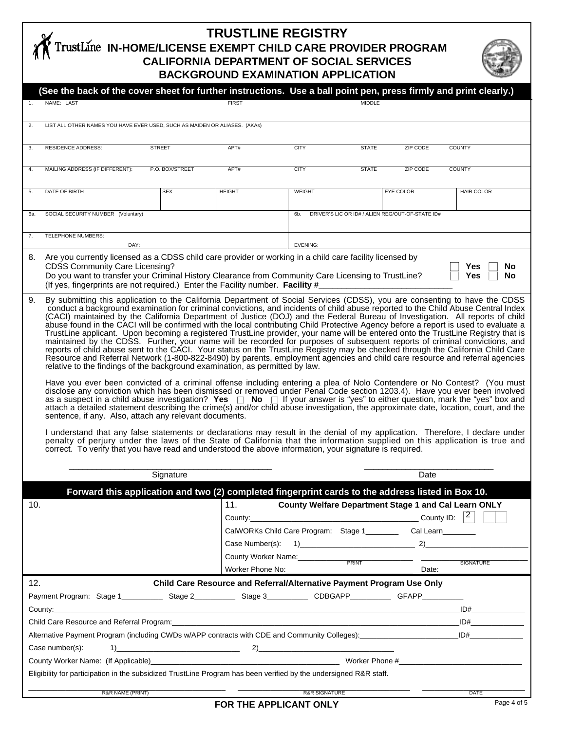# TRUSTLINE REGISTRY

## TrustLine IN-HOME/LICENSE EXEMPT CHILD CARE PROVIDER PROGRAM

## CALIFORNIA DEPARTMENT OF SOCIAL SERVICES

## BACKGROUND EXAMINATION APPLICATION

**(See the back of the cover sheet for further instructions. Use a ball point pen, press firmly and print clearly.)**

| | | | | | | | |
|---|---|---|---|---|---|---|---|
| 1. | NAME: LAST | | FIRST | | MIDDLE | | |
| 2. | LIST ALL OTHER NAMES YOU HAVE EVER USED, SUCH AS MAIDEN OR ALIASES. (AKAs) | | | | | | |
| 3. | RESIDENCE ADDRESS: STREET | APT# | CITY | STATE | ZIP CODE | COUNTY | |
| 4. | MAILING ADDRESS (IF DIFFERENT): P.O. BOX/STREET | APT# | CITY | STATE | ZIP CODE | COUNTY | |
| 5. | DATE OF BIRTH | SEX | HEIGHT | WEIGHT | EYE COLOR | HAIR COLOR | |
| 6a. | SOCIAL SECURITY NUMBER (Voluntary) | | | 6b. DRIVER'S LIC OR ID# / ALIEN REG/OUT-OF-STATE ID# | | | |
| 7. | TELEPHONE NUMBERS: DAY: | | | EVENING: | | | |

8. Are you currently licensed as a CDSS child care provider or working in a child care facility licensed by CDSS Community Care Licensing? ☐ **Yes** ☐ **No**
Do you want to transfer your Criminal History Clearance from Community Care Licensing to TrustLine? ☐ **Yes** ☐ **No**
(If yes, fingerprints are not required.) Enter the Facility number. **Facility #**\_\_\_\_\_\_\_\_\_\_\_\_\_\_\_\_\_\_\_\_\_\_\_\_\_\_\_\_

9. By submitting this application to the California Department of Social Services (CDSS), you are consenting to have the CDSS conduct a background examination for criminal convictions, and incidents of child abuse reported to the Child Abuse Central Index (CACI) maintained by the California Department of Justice (DOJ) and the Federal Bureau of Investigation. All reports of child abuse found in the CACI will be confirmed with the local contributing Child Protective Agency before a report is used to evaluate a TrustLine applicant. Upon becoming a registered TrustLine provider, your name will be entered onto the TrustLine Registry that is maintained by the CDSS. Further, your name will be recorded for purposes of subsequent reports of criminal convictions, and reports of child abuse sent to the CACI. Your status on the TrustLine Registry may be checked through the California Child Care Resource and Referral Network (1-800-822-8490) by parents, employment agencies and child care resource and referral agencies relative to the findings of the background examination, as permitted by law.

Have you ever been convicted of a criminal offense including entering a plea of Nolo Contendere or No Contest? (You must disclose any conviction which has been dismissed or removed under Penal Code section 1203.4). Have you ever been involved as a suspect in a child abuse investigation? **Yes** ☐ **No** ☐ If your answer is "yes" to either question, mark the "yes" box and attach a detailed statement describing the crime(s) and/or child abuse investigation, the approximate date, location, court, and the sentence, if any. Also, attach any relevant documents.

I understand that any false statements or declarations may result in the denial of my application. Therefore, I declare under penalty of perjury under the laws of the State of California that the information supplied on this application is true and correct. To verify that you have read and understood the above information, your signature is required.

\_\_\_\_\_\_\_\_\_\_\_\_\_\_\_\_\_\_\_\_\_\_\_\_\_\_\_\_\_\_\_\_\_\_\_\_ Signature                \_\_\_\_\_\_\_\_\_\_\_\_\_\_\_\_\_\_\_\_\_\_\_\_ Date

**Forward this application and two (2) completed fingerprint cards to the address listed in Box 10.**

10.

11. **County Welfare Department Stage 1 and Cal Learn ONLY**

County:\_\_\_\_\_\_\_\_\_\_\_\_\_\_\_\_\_\_\_\_ County ID: 2 \_\_ \_\_

CalWORKs Child Care Program: Stage 1\_\_\_\_\_\_\_\_ Cal Learn\_\_\_\_\_\_\_\_

Case Number(s): 1)\_\_\_\_\_\_\_\_\_\_\_\_\_\_\_\_ 2)\_\_\_\_\_\_\_\_\_\_\_\_\_\_\_\_

County Worker Name:\_\_\_\_\_\_\_\_\_\_\_\_\_\_\_\_ (PRINT) \_\_\_\_\_\_\_\_\_\_\_\_\_\_\_\_ (SIGNATURE)

Worker Phone No:\_\_\_\_\_\_\_\_\_\_\_\_\_\_\_\_ Date:\_\_\_\_\_\_\_\_

12. **Child Care Resource and Referral/Alternative Payment Program Use Only**

Payment Program: Stage 1\_\_\_\_\_\_\_\_ Stage 2\_\_\_\_\_\_\_\_ Stage 3\_\_\_\_\_\_\_\_ CDBGAPP\_\_\_\_\_\_\_\_ GFAPP\_\_\_\_\_\_\_\_

County:\_\_\_\_\_\_\_\_\_\_\_\_\_\_\_\_\_\_\_\_\_\_\_\_\_\_\_\_\_\_\_\_ID#\_\_\_\_\_\_\_\_

Child Care Resource and Referral Program:\_\_\_\_\_\_\_\_\_\_\_\_\_\_\_\_\_\_\_\_\_\_\_\_ID#\_\_\_\_\_\_\_\_

Alternative Payment Program (including CWDs w/APP contracts with CDE and Community Colleges):\_\_\_\_\_\_\_\_\_\_\_\_ID#\_\_\_\_\_\_\_\_

Case number(s): 1)\_\_\_\_\_\_\_\_\_\_\_\_\_\_\_\_ 2)\_\_\_\_\_\_\_\_\_\_\_\_\_\_\_\_

County Worker Name: (If Applicable)\_\_\_\_\_\_\_\_\_\_\_\_\_\_\_\_\_\_\_\_ Worker Phone #\_\_\_\_\_\_\_\_\_\_\_\_\_\_\_\_

Eligibility for participation in the subsidized TrustLine Program has been verified by the undersigned R&R staff.

\_\_\_\_\_\_\_\_\_\_\_\_\_\_\_\_ R&R NAME (PRINT)     \_\_\_\_\_\_\_\_\_\_\_\_\_\_\_\_ R&R SIGNATURE     \_\_\_\_\_\_\_\_ DATE

**FOR THE APPLICANT ONLY**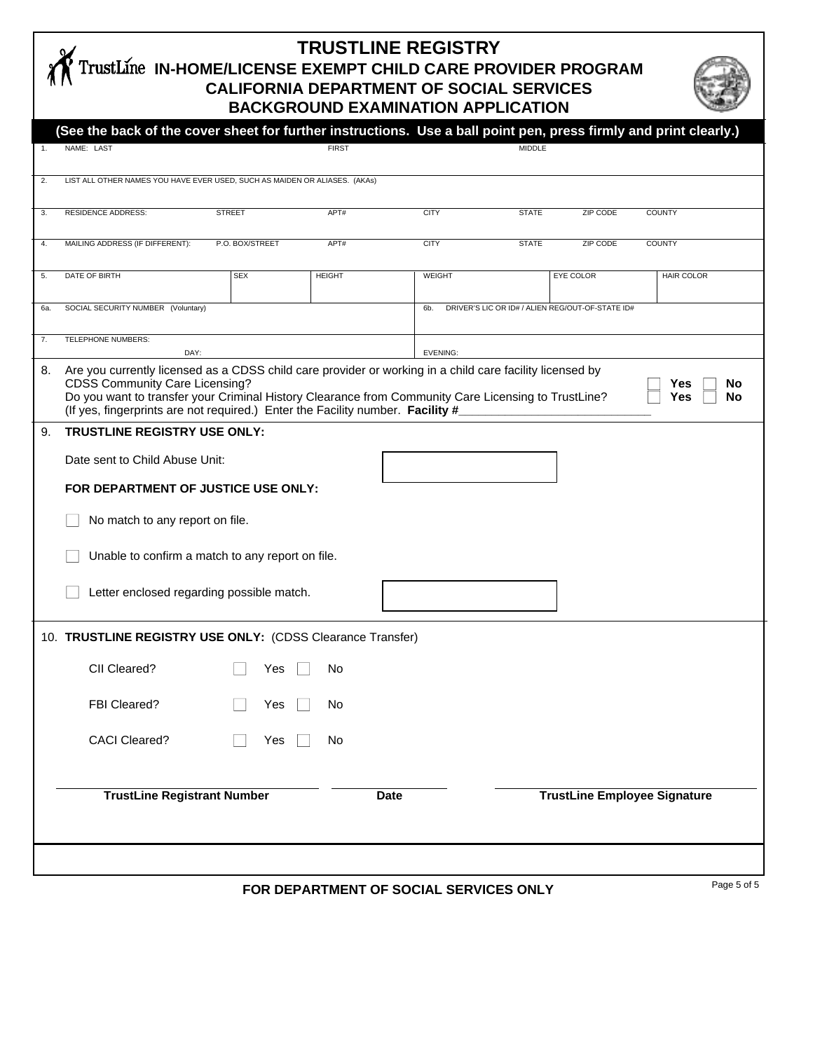# TRUSTLINE REGISTRY

## TrustLine IN-HOME/LICENSE EXEMPT CHILD CARE PROVIDER PROGRAM

## CALIFORNIA DEPARTMENT OF SOCIAL SERVICES

## BACKGROUND EXAMINATION APPLICATION

**(See the back of the cover sheet for further instructions. Use a ball point pen, press firmly and print clearly.)**

| | | | | | | | |
|---|---|---|---|---|---|---|---|
| 1. NAME: LAST | | FIRST | | MIDDLE | | | |
| 2. LIST ALL OTHER NAMES YOU HAVE EVER USED, SUCH AS MAIDEN OR ALIASES. (AKAs) | | | | | | | |
| 3. RESIDENCE ADDRESS: | STREET | APT# | CITY | STATE | ZIP CODE | COUNTY | |
| 4. MAILING ADDRESS (IF DIFFERENT): | P.O. BOX/STREET | APT# | CITY | STATE | ZIP CODE | COUNTY | |
| 5. DATE OF BIRTH | SEX | HEIGHT | WEIGHT | EYE COLOR | HAIR COLOR | | |
| 6a. SOCIAL SECURITY NUMBER (Voluntary) | | | 6b. DRIVER'S LIC OR ID# / ALIEN REG/OUT-OF-STATE ID# | | | | |
| 7. TELEPHONE NUMBERS: DAY: | | | EVENING: | | | | |

8. Are you currently licensed as a CDSS child care provider or working in a child care facility licensed by CDSS Community Care Licensing? ☐ **Yes** ☐ **No**

Do you want to transfer your Criminal History Clearance from Community Care Licensing to TrustLine? ☐ **Yes** ☐ **No**

(If yes, fingerprints are not required.) Enter the Facility number. **Facility #**\_\_\_\_\_\_\_\_\_\_\_\_\_\_\_\_\_\_\_\_\_\_\_\_\_\_\_\_

9. **TRUSTLINE REGISTRY USE ONLY:**

Date sent to Child Abuse Unit: \_\_\_\_\_\_\_\_\_\_\_\_\_\_\_\_

**FOR DEPARTMENT OF JUSTICE USE ONLY:**

☐ No match to any report on file.

☐ Unable to confirm a match to any report on file.

☐ Letter enclosed regarding possible match. \_\_\_\_\_\_\_\_\_\_\_\_\_\_\_\_

10. **TRUSTLINE REGISTRY USE ONLY:** (CDSS Clearance Transfer)

CII Cleared? ☐ Yes ☐ No

FBI Cleared? ☐ Yes ☐ No

CACI Cleared? ☐ Yes ☐ No

\_\_\_\_\_\_\_\_\_\_\_\_\_\_\_\_\_\_\_\_\_\_\_\_ \_\_\_\_\_\_\_\_\_\_\_\_ \_\_\_\_\_\_\_\_\_\_\_\_\_\_\_\_\_\_\_\_\_\_\_\_

**TrustLine Registrant Number** **Date** **TrustLine Employee Signature**

**FOR DEPARTMENT OF SOCIAL SERVICES ONLY**